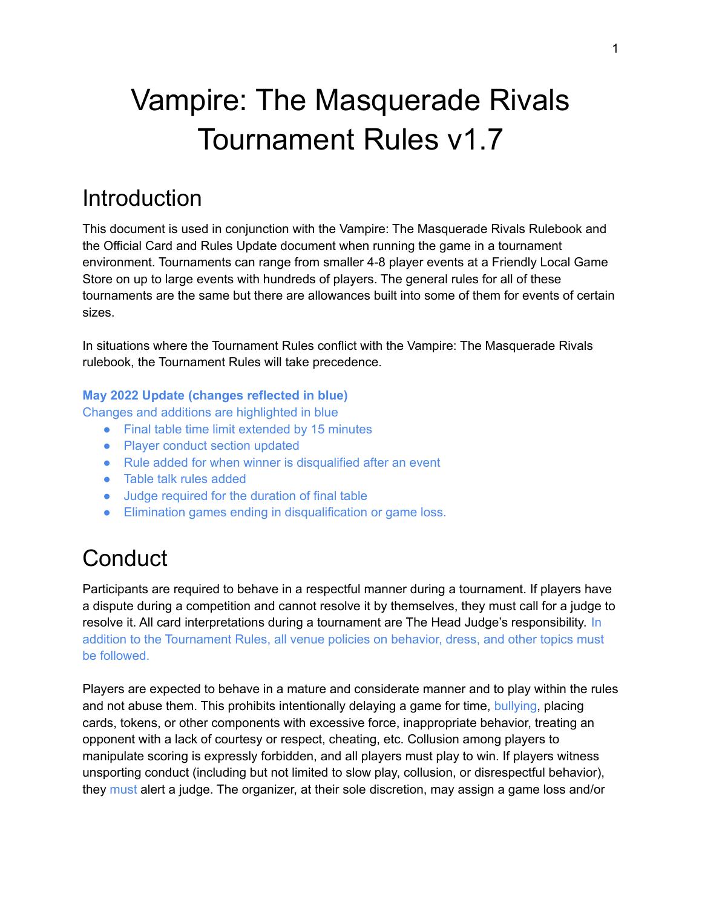# Vampire: The Masquerade Rivals Tournament Rules v1.7

## Introduction

This document is used in conjunction with the Vampire: The Masquerade Rivals Rulebook and the Official Card and Rules Update document when running the game in a tournament environment. Tournaments can range from smaller 4-8 player events at a Friendly Local Game Store on up to large events with hundreds of players. The general rules for all of these tournaments are the same but there are allowances built into some of them for events of certain sizes.

In situations where the Tournament Rules conflict with the Vampire: The Masquerade Rivals rulebook, the Tournament Rules will take precedence.

**May 2022 Update (changes reflected in blue)**

Changes and additions are highlighted in blue

- Final table time limit extended by 15 minutes
- Player conduct section updated
- Rule added for when winner is disqualified after an event
- Table talk rules added
- Judge required for the duration of final table
- Elimination games ending in disqualification or game loss.

## Conduct

Participants are required to behave in a respectful manner during a tournament. If players have a dispute during a competition and cannot resolve it by themselves, they must call for a judge to resolve it. All card interpretations during a tournament are The Head Judge's responsibility. In addition to the Tournament Rules, all venue policies on behavior, dress, and other topics must be followed.

Players are expected to behave in a mature and considerate manner and to play within the rules and not abuse them. This prohibits intentionally delaying a game for time, bullying, placing cards, tokens, or other components with excessive force, inappropriate behavior, treating an opponent with a lack of courtesy or respect, cheating, etc. Collusion among players to manipulate scoring is expressly forbidden, and all players must play to win. If players witness unsporting conduct (including but not limited to slow play, collusion, or disrespectful behavior), they must alert a judge. The organizer, at their sole discretion, may assign a game loss and/or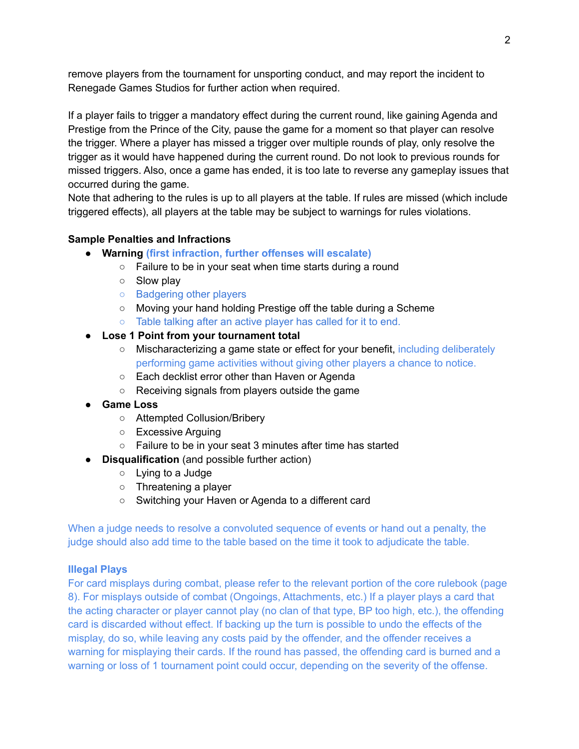remove players from the tournament for unsporting conduct, and may report the incident to Renegade Games Studios for further action when required.

If a player fails to trigger a mandatory effect during the current round, like gaining Agenda and Prestige from the Prince of the City, pause the game for a moment so that player can resolve the trigger. Where a player has missed a trigger over multiple rounds of play, only resolve the trigger as it would have happened during the current round. Do not look to previous rounds for missed triggers. Also, once a game has ended, it is too late to reverse any gameplay issues that occurred during the game.
Note that adhering to the rules is up to all players at the table. If rules are missed (which include triggered effects), all players at the table may be subject to warnings for rules violations.

**Sample Penalties and Infractions**

- **Warning** **(first infraction, further offenses will escalate)**
  - Failure to be in your seat when time starts during a round
  - Slow play
  - Badgering other players
  - Moving your hand holding Prestige off the table during a Scheme
  - Table talking after an active player has called for it to end.
- **Lose 1 Point from your tournament total**
  - Mischaracterizing a game state or effect for your benefit, including deliberately performing game activities without giving other players a chance to notice.
  - Each decklist error other than Haven or Agenda
  - Receiving signals from players outside the game
- **Game Loss**
  - Attempted Collusion/Bribery
  - Excessive Arguing
  - Failure to be in your seat 3 minutes after time has started
- **Disqualification** (and possible further action)
  - Lying to a Judge
  - Threatening a player
  - Switching your Haven or Agenda to a different card

When a judge needs to resolve a convoluted sequence of events or hand out a penalty, the judge should also add time to the table based on the time it took to adjudicate the table.

**Illegal Plays**

For card misplays during combat, please refer to the relevant portion of the core rulebook (page 8). For misplays outside of combat (Ongoings, Attachments, etc.) If a player plays a card that the acting character or player cannot play (no clan of that type, BP too high, etc.), the offending card is discarded without effect. If backing up the turn is possible to undo the effects of the misplay, do so, while leaving any costs paid by the offender, and the offender receives a warning for misplaying their cards. If the round has passed, the offending card is burned and a warning or loss of 1 tournament point could occur, depending on the severity of the offense.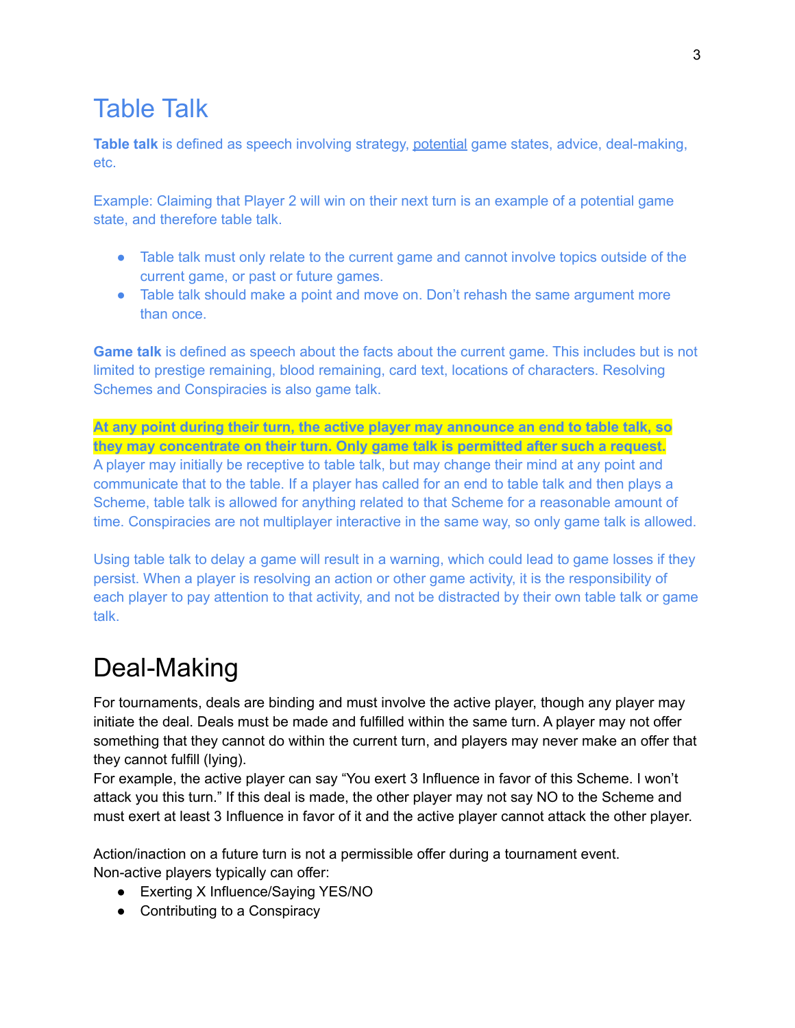# Table Talk

**Table talk** is defined as speech involving strategy, potential game states, advice, deal-making, etc.

Example: Claiming that Player 2 will win on their next turn is an example of a potential game state, and therefore table talk.

- Table talk must only relate to the current game and cannot involve topics outside of the current game, or past or future games.
- Table talk should make a point and move on. Don't rehash the same argument more than once.

**Game talk** is defined as speech about the facts about the current game. This includes but is not limited to prestige remaining, blood remaining, card text, locations of characters. Resolving Schemes and Conspiracies is also game talk.

**At any point during their turn, the active player may announce an end to table talk, so they may concentrate on their turn. Only game talk is permitted after such a request.** A player may initially be receptive to table talk, but may change their mind at any point and communicate that to the table. If a player has called for an end to table talk and then plays a Scheme, table talk is allowed for anything related to that Scheme for a reasonable amount of time. Conspiracies are not multiplayer interactive in the same way, so only game talk is allowed.

Using table talk to delay a game will result in a warning, which could lead to game losses if they persist. When a player is resolving an action or other game activity, it is the responsibility of each player to pay attention to that activity, and not be distracted by their own table talk or game talk.

# Deal-Making

For tournaments, deals are binding and must involve the active player, though any player may initiate the deal. Deals must be made and fulfilled within the same turn. A player may not offer something that they cannot do within the current turn, and players may never make an offer that they cannot fulfill (lying).
For example, the active player can say "You exert 3 Influence in favor of this Scheme. I won't attack you this turn." If this deal is made, the other player may not say NO to the Scheme and must exert at least 3 Influence in favor of it and the active player cannot attack the other player.

Action/inaction on a future turn is not a permissible offer during a tournament event.
Non-active players typically can offer:

- Exerting X Influence/Saying YES/NO
- Contributing to a Conspiracy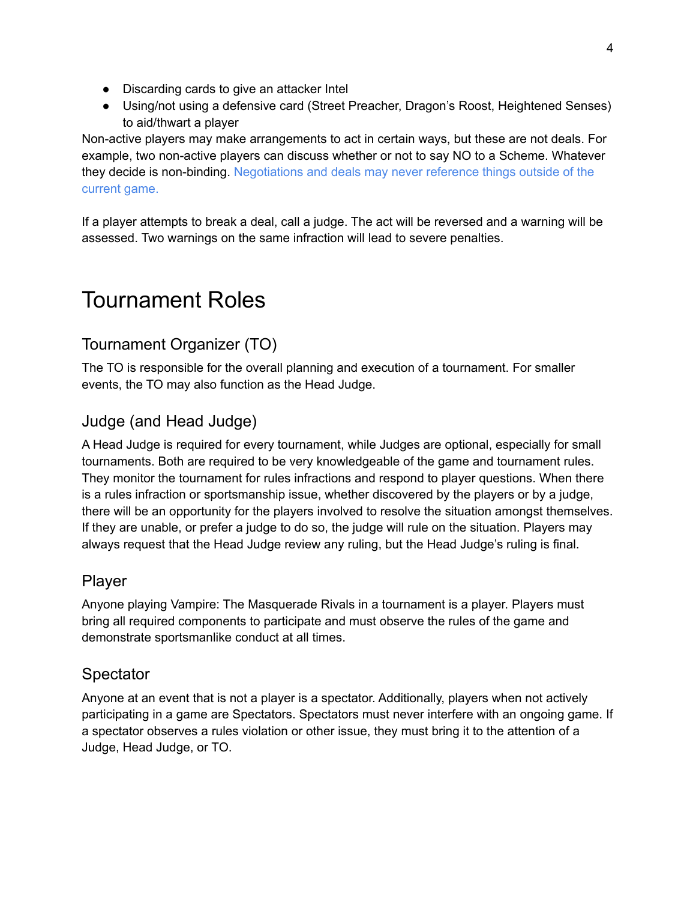- Discarding cards to give an attacker Intel
- Using/not using a defensive card (Street Preacher, Dragon's Roost, Heightened Senses) to aid/thwart a player

Non-active players may make arrangements to act in certain ways, but these are not deals. For example, two non-active players can discuss whether or not to say NO to a Scheme. Whatever they decide is non-binding. Negotiations and deals may never reference things outside of the current game.

If a player attempts to break a deal, call a judge. The act will be reversed and a warning will be assessed. Two warnings on the same infraction will lead to severe penalties.

# Tournament Roles

## Tournament Organizer (TO)

The TO is responsible for the overall planning and execution of a tournament. For smaller events, the TO may also function as the Head Judge.

## Judge (and Head Judge)

A Head Judge is required for every tournament, while Judges are optional, especially for small tournaments. Both are required to be very knowledgeable of the game and tournament rules. They monitor the tournament for rules infractions and respond to player questions. When there is a rules infraction or sportsmanship issue, whether discovered by the players or by a judge, there will be an opportunity for the players involved to resolve the situation amongst themselves. If they are unable, or prefer a judge to do so, the judge will rule on the situation. Players may always request that the Head Judge review any ruling, but the Head Judge's ruling is final.

## Player

Anyone playing Vampire: The Masquerade Rivals in a tournament is a player. Players must bring all required components to participate and must observe the rules of the game and demonstrate sportsmanlike conduct at all times.

## Spectator

Anyone at an event that is not a player is a spectator. Additionally, players when not actively participating in a game are Spectators. Spectators must never interfere with an ongoing game. If a spectator observes a rules violation or other issue, they must bring it to the attention of a Judge, Head Judge, or TO.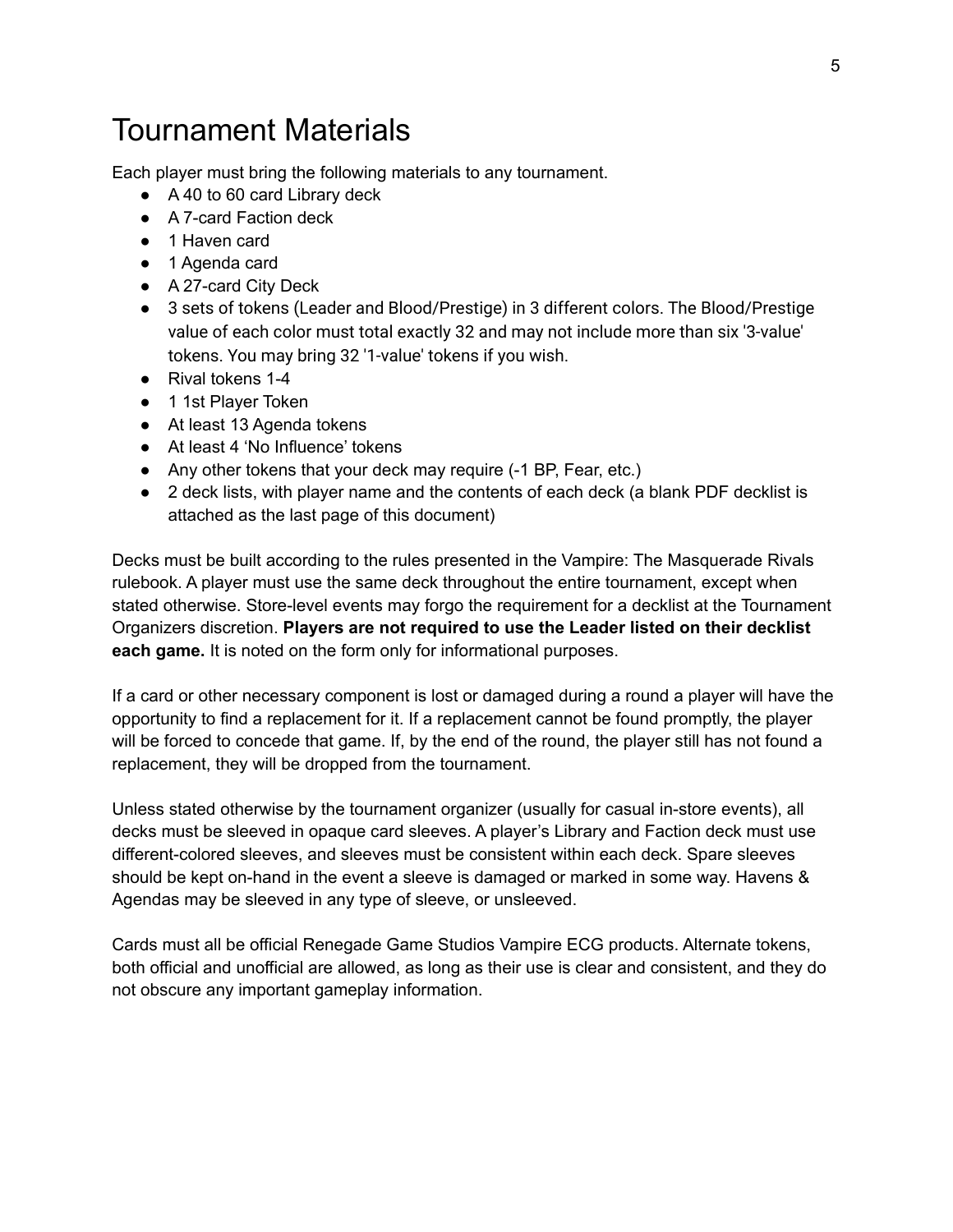# Tournament Materials

Each player must bring the following materials to any tournament.

- A 40 to 60 card Library deck
- A 7-card Faction deck
- 1 Haven card
- 1 Agenda card
- A 27-card City Deck
- 3 sets of tokens (Leader and Blood/Prestige) in 3 different colors. The Blood/Prestige value of each color must total exactly 32 and may not include more than six '3-value' tokens. You may bring 32 '1-value' tokens if you wish.
- Rival tokens 1-4
- 1 1st Player Token
- At least 13 Agenda tokens
- At least 4 'No Influence' tokens
- Any other tokens that your deck may require (-1 BP, Fear, etc.)
- 2 deck lists, with player name and the contents of each deck (a blank PDF decklist is attached as the last page of this document)

Decks must be built according to the rules presented in the Vampire: The Masquerade Rivals rulebook. A player must use the same deck throughout the entire tournament, except when stated otherwise. Store-level events may forgo the requirement for a decklist at the Tournament Organizers discretion. **Players are not required to use the Leader listed on their decklist each game.** It is noted on the form only for informational purposes.

If a card or other necessary component is lost or damaged during a round a player will have the opportunity to find a replacement for it. If a replacement cannot be found promptly, the player will be forced to concede that game. If, by the end of the round, the player still has not found a replacement, they will be dropped from the tournament.

Unless stated otherwise by the tournament organizer (usually for casual in-store events), all decks must be sleeved in opaque card sleeves. A player's Library and Faction deck must use different-colored sleeves, and sleeves must be consistent within each deck. Spare sleeves should be kept on-hand in the event a sleeve is damaged or marked in some way. Havens & Agendas may be sleeved in any type of sleeve, or unsleeved.

Cards must all be official Renegade Game Studios Vampire ECG products. Alternate tokens, both official and unofficial are allowed, as long as their use is clear and consistent, and they do not obscure any important gameplay information.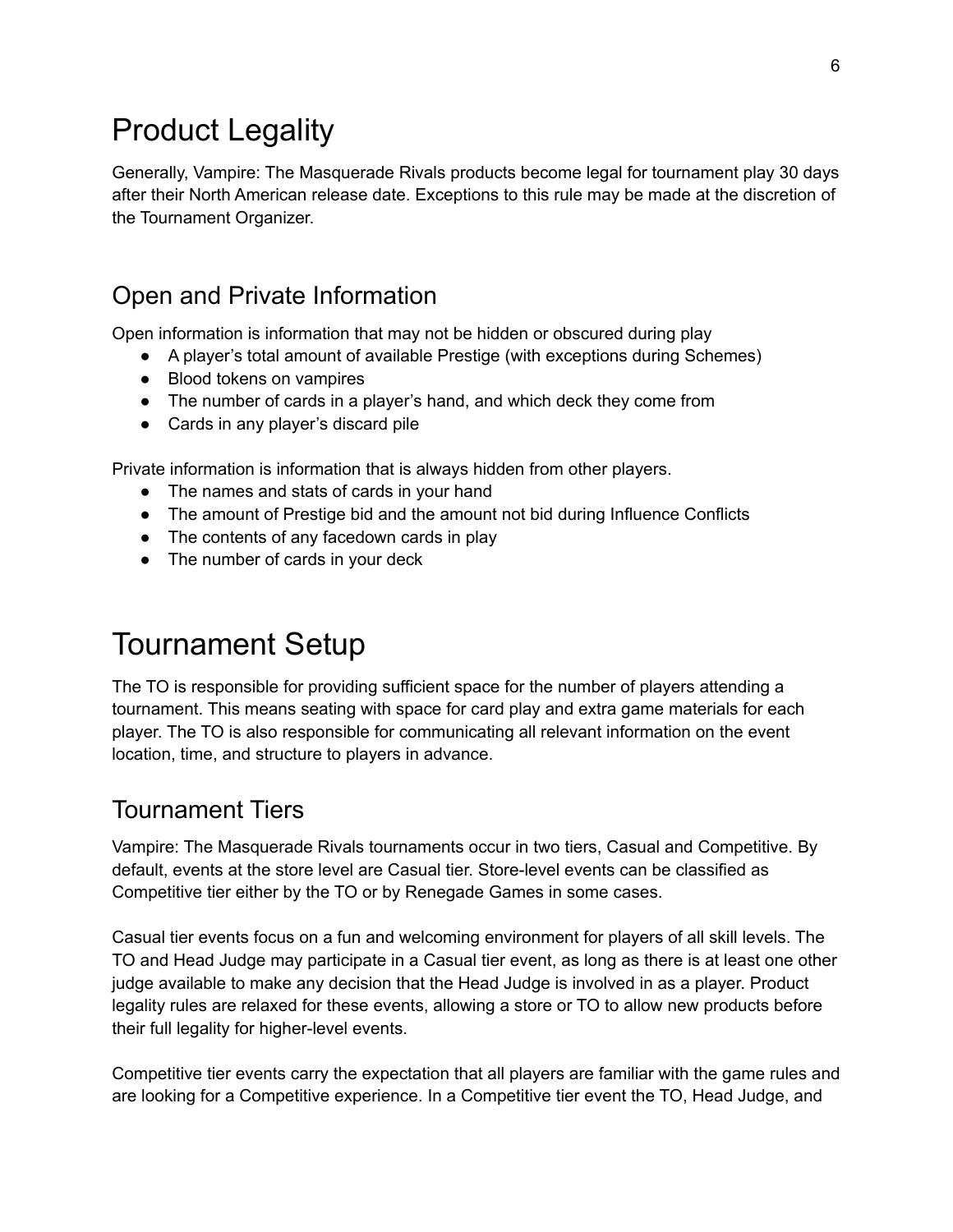# Product Legality

Generally, Vampire: The Masquerade Rivals products become legal for tournament play 30 days after their North American release date. Exceptions to this rule may be made at the discretion of the Tournament Organizer.

## Open and Private Information

Open information is information that may not be hidden or obscured during play

- A player's total amount of available Prestige (with exceptions during Schemes)
- Blood tokens on vampires
- The number of cards in a player's hand, and which deck they come from
- Cards in any player's discard pile

Private information is information that is always hidden from other players.

- The names and stats of cards in your hand
- The amount of Prestige bid and the amount not bid during Influence Conflicts
- The contents of any facedown cards in play
- The number of cards in your deck

# Tournament Setup

The TO is responsible for providing sufficient space for the number of players attending a tournament. This means seating with space for card play and extra game materials for each player. The TO is also responsible for communicating all relevant information on the event location, time, and structure to players in advance.

## Tournament Tiers

Vampire: The Masquerade Rivals tournaments occur in two tiers, Casual and Competitive. By default, events at the store level are Casual tier. Store-level events can be classified as Competitive tier either by the TO or by Renegade Games in some cases.

Casual tier events focus on a fun and welcoming environment for players of all skill levels. The TO and Head Judge may participate in a Casual tier event, as long as there is at least one other judge available to make any decision that the Head Judge is involved in as a player. Product legality rules are relaxed for these events, allowing a store or TO to allow new products before their full legality for higher-level events.

Competitive tier events carry the expectation that all players are familiar with the game rules and are looking for a Competitive experience. In a Competitive tier event the TO, Head Judge, and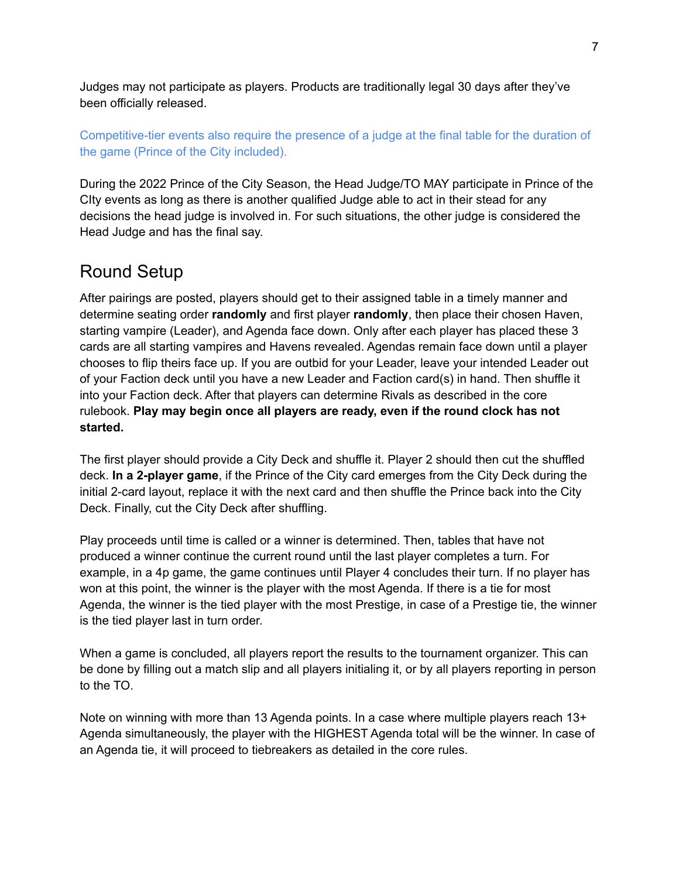Judges may not participate as players. Products are traditionally legal 30 days after they've been officially released.

Competitive-tier events also require the presence of a judge at the final table for the duration of the game (Prince of the City included).

During the 2022 Prince of the City Season, the Head Judge/TO MAY participate in Prince of the CIty events as long as there is another qualified Judge able to act in their stead for any decisions the head judge is involved in. For such situations, the other judge is considered the Head Judge and has the final say.

## Round Setup

After pairings are posted, players should get to their assigned table in a timely manner and determine seating order **randomly** and first player **randomly**, then place their chosen Haven, starting vampire (Leader), and Agenda face down. Only after each player has placed these 3 cards are all starting vampires and Havens revealed. Agendas remain face down until a player chooses to flip theirs face up. If you are outbid for your Leader, leave your intended Leader out of your Faction deck until you have a new Leader and Faction card(s) in hand. Then shuffle it into your Faction deck. After that players can determine Rivals as described in the core rulebook. **Play may begin once all players are ready, even if the round clock has not started.**

The first player should provide a City Deck and shuffle it. Player 2 should then cut the shuffled deck. **In a 2-player game**, if the Prince of the City card emerges from the City Deck during the initial 2-card layout, replace it with the next card and then shuffle the Prince back into the City Deck. Finally, cut the City Deck after shuffling.

Play proceeds until time is called or a winner is determined. Then, tables that have not produced a winner continue the current round until the last player completes a turn. For example, in a 4p game, the game continues until Player 4 concludes their turn. If no player has won at this point, the winner is the player with the most Agenda. If there is a tie for most Agenda, the winner is the tied player with the most Prestige, in case of a Prestige tie, the winner is the tied player last in turn order.

When a game is concluded, all players report the results to the tournament organizer. This can be done by filling out a match slip and all players initialing it, or by all players reporting in person to the TO.

Note on winning with more than 13 Agenda points. In a case where multiple players reach 13+ Agenda simultaneously, the player with the HIGHEST Agenda total will be the winner. In case of an Agenda tie, it will proceed to tiebreakers as detailed in the core rules.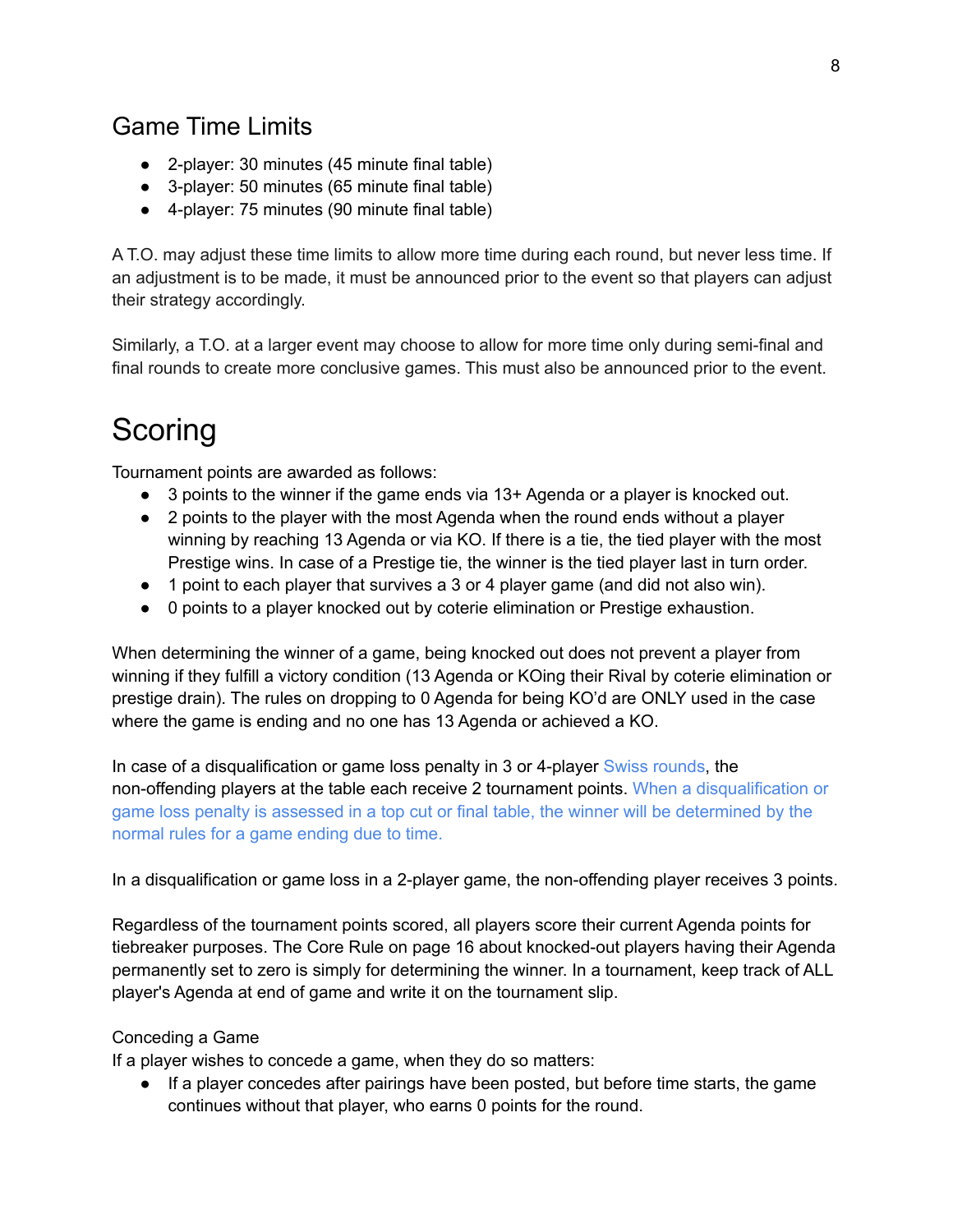## Game Time Limits

- 2-player: 30 minutes (45 minute final table)
- 3-player: 50 minutes (65 minute final table)
- 4-player: 75 minutes (90 minute final table)

A T.O. may adjust these time limits to allow more time during each round, but never less time. If an adjustment is to be made, it must be announced prior to the event so that players can adjust their strategy accordingly.

Similarly, a T.O. at a larger event may choose to allow for more time only during semi-final and final rounds to create more conclusive games. This must also be announced prior to the event.

# Scoring

Tournament points are awarded as follows:

- 3 points to the winner if the game ends via 13+ Agenda or a player is knocked out.
- 2 points to the player with the most Agenda when the round ends without a player winning by reaching 13 Agenda or via KO. If there is a tie, the tied player with the most Prestige wins. In case of a Prestige tie, the winner is the tied player last in turn order.
- 1 point to each player that survives a 3 or 4 player game (and did not also win).
- 0 points to a player knocked out by coterie elimination or Prestige exhaustion.

When determining the winner of a game, being knocked out does not prevent a player from winning if they fulfill a victory condition (13 Agenda or KOing their Rival by coterie elimination or prestige drain). The rules on dropping to 0 Agenda for being KO'd are ONLY used in the case where the game is ending and no one has 13 Agenda or achieved a KO.

In case of a disqualification or game loss penalty in 3 or 4-player Swiss rounds, the non-offending players at the table each receive 2 tournament points. When a disqualification or game loss penalty is assessed in a top cut or final table, the winner will be determined by the normal rules for a game ending due to time.

In a disqualification or game loss in a 2-player game, the non-offending player receives 3 points.

Regardless of the tournament points scored, all players score their current Agenda points for tiebreaker purposes. The Core Rule on page 16 about knocked-out players having their Agenda permanently set to zero is simply for determining the winner. In a tournament, keep track of ALL player's Agenda at end of game and write it on the tournament slip.

### Conceding a Game

If a player wishes to concede a game, when they do so matters:

- If a player concedes after pairings have been posted, but before time starts, the game continues without that player, who earns 0 points for the round.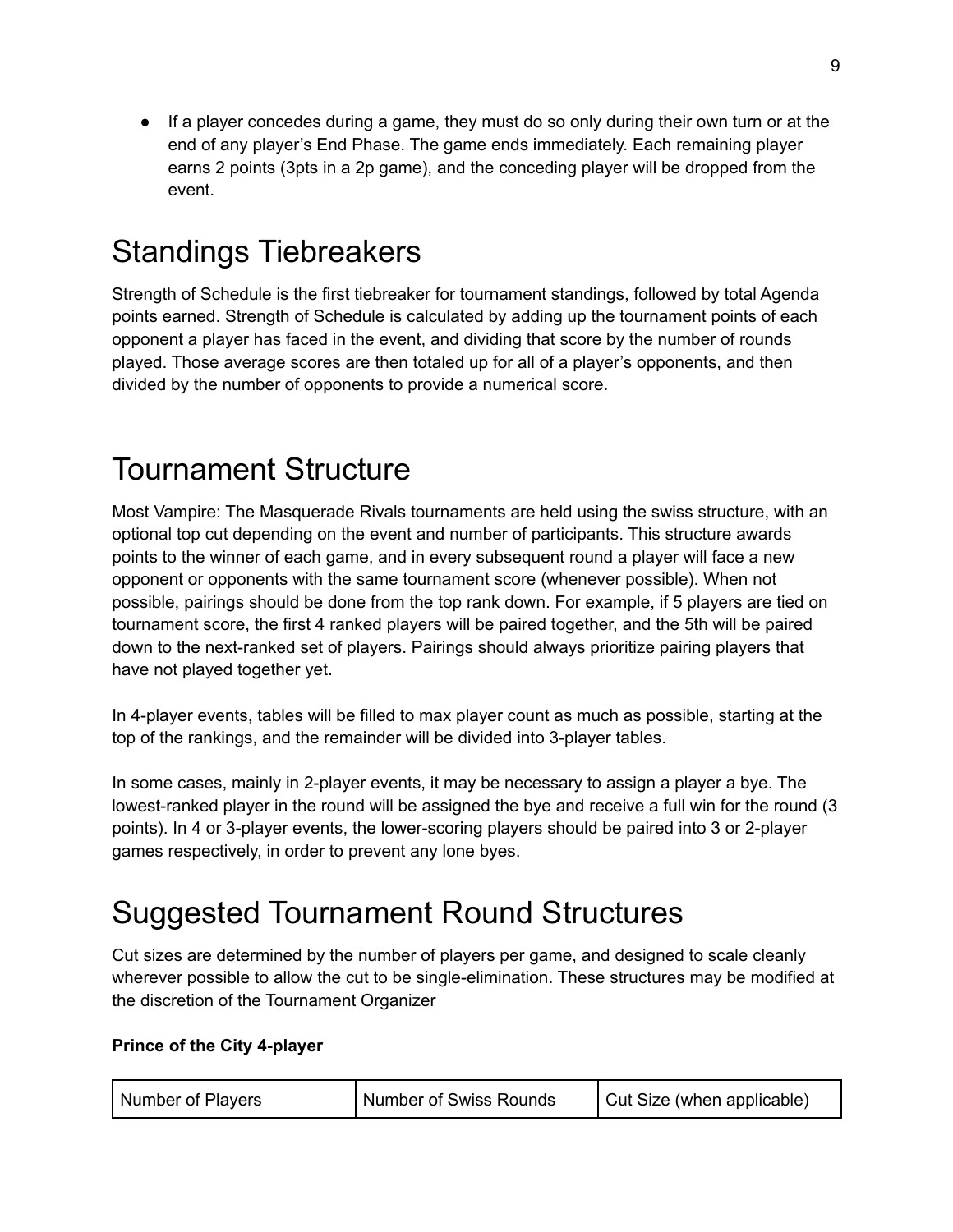- If a player concedes during a game, they must do so only during their own turn or at the end of any player's End Phase. The game ends immediately. Each remaining player earns 2 points (3pts in a 2p game), and the conceding player will be dropped from the event.

# Standings Tiebreakers

Strength of Schedule is the first tiebreaker for tournament standings, followed by total Agenda points earned. Strength of Schedule is calculated by adding up the tournament points of each opponent a player has faced in the event, and dividing that score by the number of rounds played. Those average scores are then totaled up for all of a player's opponents, and then divided by the number of opponents to provide a numerical score.

# Tournament Structure

Most Vampire: The Masquerade Rivals tournaments are held using the swiss structure, with an optional top cut depending on the event and number of participants. This structure awards points to the winner of each game, and in every subsequent round a player will face a new opponent or opponents with the same tournament score (whenever possible). When not possible, pairings should be done from the top rank down. For example, if 5 players are tied on tournament score, the first 4 ranked players will be paired together, and the 5th will be paired down to the next-ranked set of players. Pairings should always prioritize pairing players that have not played together yet.

In 4-player events, tables will be filled to max player count as much as possible, starting at the top of the rankings, and the remainder will be divided into 3-player tables.

In some cases, mainly in 2-player events, it may be necessary to assign a player a bye. The lowest-ranked player in the round will be assigned the bye and receive a full win for the round (3 points). In 4 or 3-player events, the lower-scoring players should be paired into 3 or 2-player games respectively, in order to prevent any lone byes.

# Suggested Tournament Round Structures

Cut sizes are determined by the number of players per game, and designed to scale cleanly wherever possible to allow the cut to be single-elimination. These structures may be modified at the discretion of the Tournament Organizer

**Prince of the City 4-player**

| Number of Players | Number of Swiss Rounds | Cut Size (when applicable) |
| --- | --- | --- |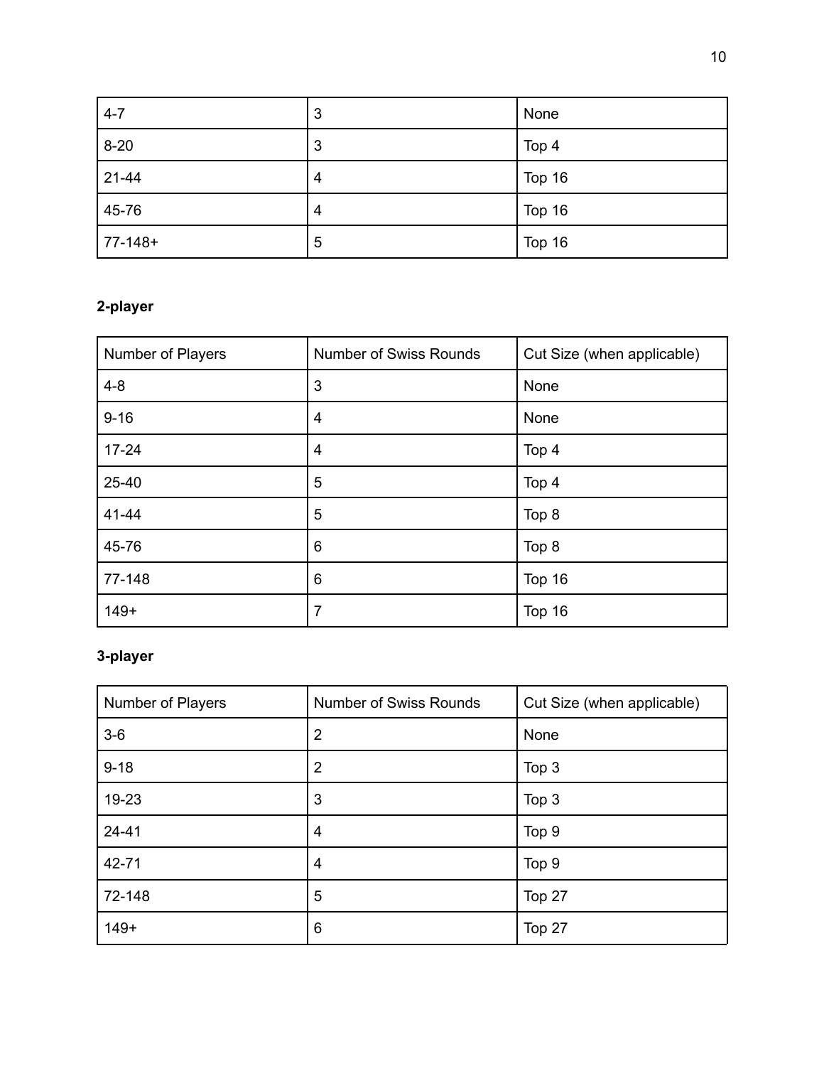| 4-7 | 3 | None |
|---|---|---|
| 8-20 | 3 | Top 4 |
| 21-44 | 4 | Top 16 |
| 45-76 | 4 | Top 16 |
| 77-148+ | 5 | Top 16 |

**2-player**

| Number of Players | Number of Swiss Rounds | Cut Size (when applicable) |
|---|---|---|
| 4-8 | 3 | None |
| 9-16 | 4 | None |
| 17-24 | 4 | Top 4 |
| 25-40 | 5 | Top 4 |
| 41-44 | 5 | Top 8 |
| 45-76 | 6 | Top 8 |
| 77-148 | 6 | Top 16 |
| 149+ | 7 | Top 16 |

**3-player**

| Number of Players | Number of Swiss Rounds | Cut Size (when applicable) |
|---|---|---|
| 3-6 | 2 | None |
| 9-18 | 2 | Top 3 |
| 19-23 | 3 | Top 3 |
| 24-41 | 4 | Top 9 |
| 42-71 | 4 | Top 9 |
| 72-148 | 5 | Top 27 |
| 149+ | 6 | Top 27 |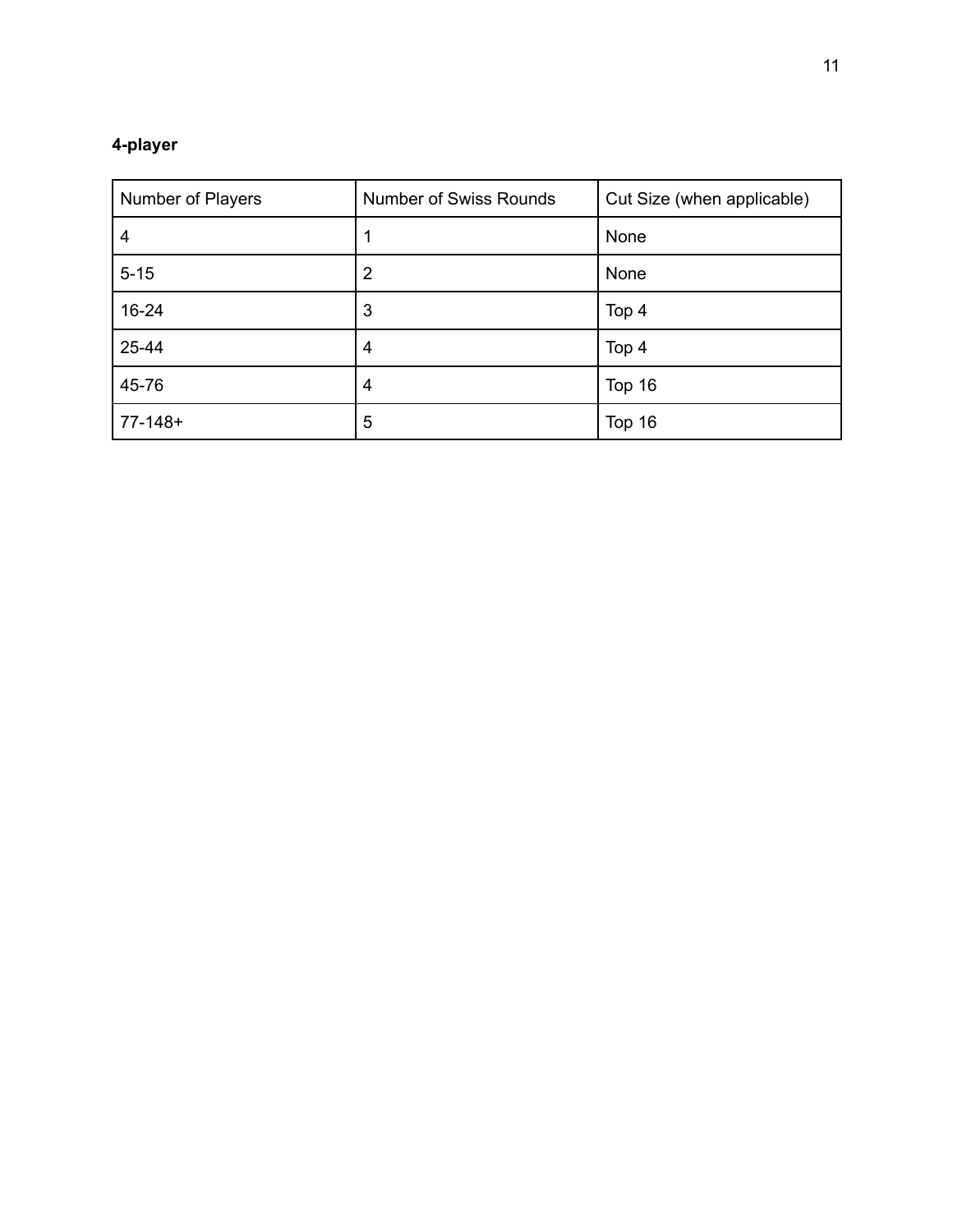**4-player**

| Number of Players | Number of Swiss Rounds | Cut Size (when applicable) |
| --- | --- | --- |
| 4 | 1 | None |
| 5-15 | 2 | None |
| 16-24 | 3 | Top 4 |
| 25-44 | 4 | Top 4 |
| 45-76 | 4 | Top 16 |
| 77-148+ | 5 | Top 16 |